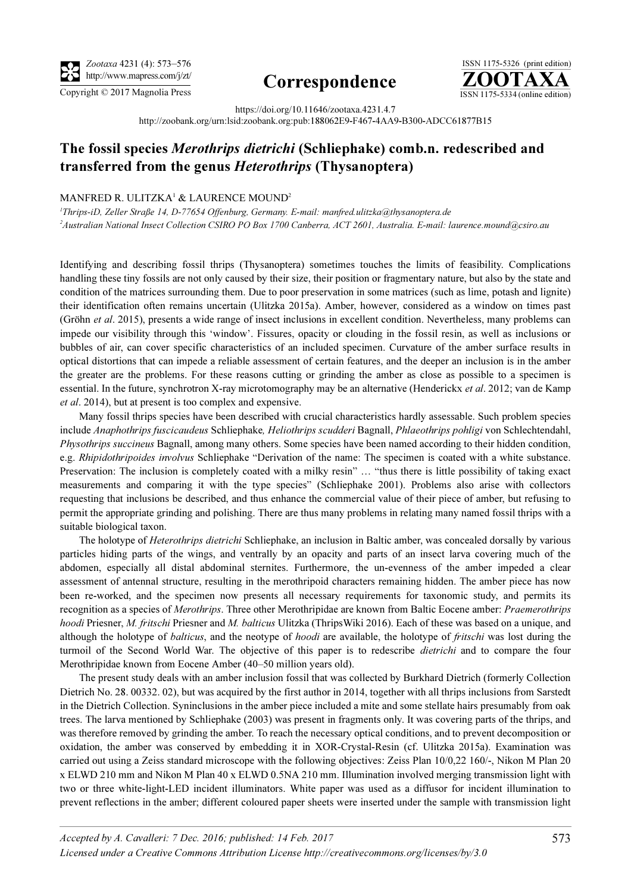**Correspondence**

https://doi.org/10.11646/zootaxa.4231.4.7

http://zoobank.org/urn:lsid:zoobank.org:pub:188062E9-F467-4AA9-B300-ADCC61877B15

# The fossil species *Merothrips dietrichi* (Schliephake) comb.n. redescribed and transferred from the genus *Heterothrips* (Thysanoptera)

MANFRED R. ULITZKA[1] & LAURENCE MOUND[2]

[1]*Thrips-iD, Zeller Straße 14, D-77654 Offenburg, Germany. E-mail: manfred.ulitzka@thysanoptera.de*

[2]*Australian National Insect Collection CSIRO PO Box 1700 Canberra, ACT 2601, Australia. E-mail: laurence.mound@csiro.au*

Identifying and describing fossil thrips (Thysanoptera) sometimes touches the limits of feasibility. Complications handling these tiny fossils are not only caused by their size, their position or fragmentary nature, but also by the state and condition of the matrices surrounding them. Due to poor preservation in some matrices (such as lime, potash and lignite) their identification often remains uncertain (Ulitzka 2015a). Amber, however, considered as a window on times past (Gröhn *et al*. 2015), presents a wide range of insect inclusions in excellent condition. Nevertheless, many problems can impede our visibility through this 'window'. Fissures, opacity or clouding in the fossil resin, as well as inclusions or bubbles of air, can cover specific characteristics of an included specimen. Curvature of the amber surface results in optical distortions that can impede a reliable assessment of certain features, and the deeper an inclusion is in the amber the greater are the problems. For these reasons cutting or grinding the amber as close as possible to a specimen is essential. In the future, synchrotron X-ray microtomography may be an alternative (Henderickx *et al*. 2012; van de Kamp *et al*. 2014), but at present is too complex and expensive.

Many fossil thrips species have been described with crucial characteristics hardly assessable. Such problem species include *Anaphothrips fuscicaudeus* Schliephake, *Heliothrips scudderi* Bagnall, *Phlaeothrips pohligi* von Schlechtendahl, *Physothrips succineus* Bagnall, among many others. Some species have been named according to their hidden condition, e.g. *Rhipidothripoides involvus* Schliephake "Derivation of the name: The specimen is coated with a white substance. Preservation: The inclusion is completely coated with a milky resin" … "thus there is little possibility of taking exact measurements and comparing it with the type species" (Schliephake 2001). Problems also arise with collectors requesting that inclusions be described, and thus enhance the commercial value of their piece of amber, but refusing to permit the appropriate grinding and polishing. There are thus many problems in relating many named fossil thrips with a suitable biological taxon.

The holotype of *Heterothrips dietrichi* Schliephake, an inclusion in Baltic amber, was concealed dorsally by various particles hiding parts of the wings, and ventrally by an opacity and parts of an insect larva covering much of the abdomen, especially all distal abdominal sternites. Furthermore, the un-evenness of the amber impeded a clear assessment of antennal structure, resulting in the merothripoid characters remaining hidden. The amber piece has now been re-worked, and the specimen now presents all necessary requirements for taxonomic study, and permits its recognition as a species of *Merothrips*. Three other Merothripidae are known from Baltic Eocene amber: *Praemerothrips hoodi* Priesner, *M. fritschi* Priesner and *M. balticus* Ulitzka (ThripsWiki 2016). Each of these was based on a unique, and although the holotype of *balticus*, and the neotype of *hoodi* are available, the holotype of *fritschi* was lost during the turmoil of the Second World War. The objective of this paper is to redescribe *dietrichi* and to compare the four Merothripidae known from Eocene Amber (40–50 million years old).

The present study deals with an amber inclusion fossil that was collected by Burkhard Dietrich (formerly Collection Dietrich No. 28. 00332. 02), but was acquired by the first author in 2014, together with all thrips inclusions from Sarstedt in the Dietrich Collection. Syninclusions in the amber piece included a mite and some stellate hairs presumably from oak trees. The larva mentioned by Schliephake (2003) was present in fragments only. It was covering parts of the thrips, and was therefore removed by grinding the amber. To reach the necessary optical conditions, and to prevent decomposition or oxidation, the amber was conserved by embedding it in XOR-Crystal-Resin (cf. Ulitzka 2015a). Examination was carried out using a Zeiss standard microscope with the following objectives: Zeiss Plan 10/0,22 160/-, Nikon M Plan 20 x ELWD 210 mm and Nikon M Plan 40 x ELWD 0.5NA 210 mm. Illumination involved merging transmission light with two or three white-light-LED incident illuminators. White paper was used as a diffusor for incident illumination to prevent reflections in the amber; different coloured paper sheets were inserted under the sample with transmission light

*Accepted by A. Cavalleri: 7 Dec. 2016; published: 14 Feb. 2017*

*Licensed under a Creative Commons Attribution License http://creativecommons.org/licenses/by/3.0*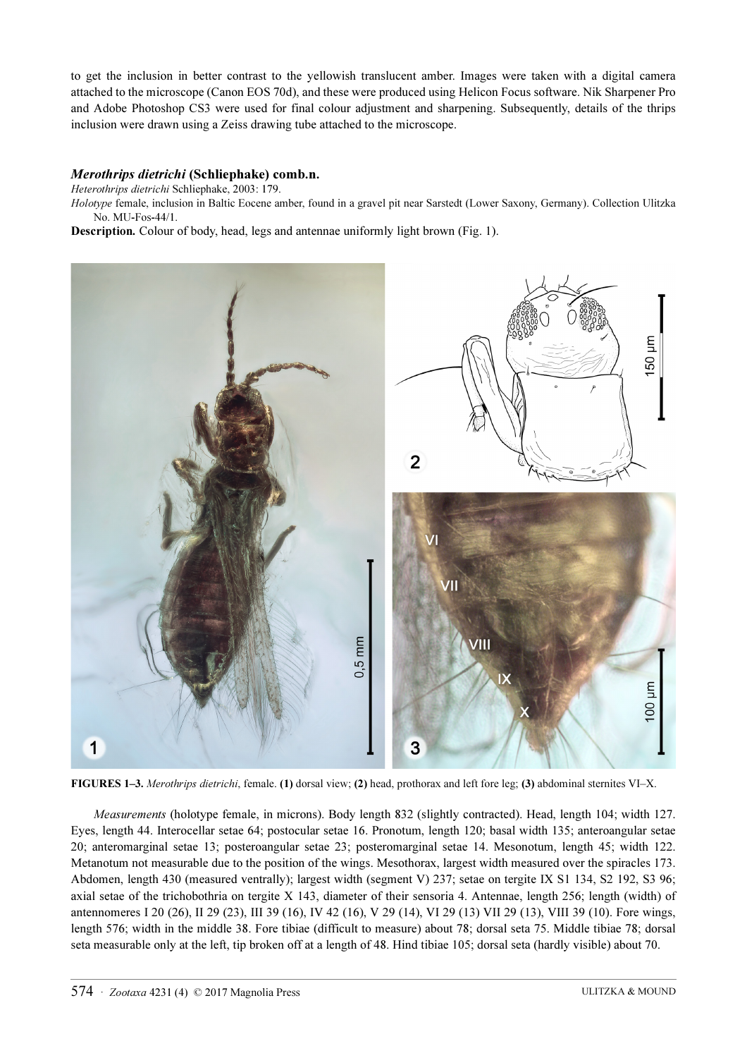to get the inclusion in better contrast to the yellowish translucent amber. Images were taken with a digital camera attached to the microscope (Canon EOS 70d), and these were produced using Helicon Focus software. Nik Sharpener Pro and Adobe Photoshop CS3 were used for final colour adjustment and sharpening. Subsequently, details of the thrips inclusion were drawn using a Zeiss drawing tube attached to the microscope.

### *Merothrips dietrichi* (Schliephake) comb.n.

*Heterothrips dietrichi* Schliephake, 2003: 179.

*Holotype* female, inclusion in Baltic Eocene amber, found in a gravel pit near Sarstedt (Lower Saxony, Germany). Collection Ulitzka No. MU-Fos-44/1.

**Description.** Colour of body, head, legs and antennae uniformly light brown (Fig. 1).

**FIGURES 1–3.** *Merothrips dietrichi*, female. **(1)** dorsal view; **(2)** head, prothorax and left fore leg; **(3)** abdominal sternites VI–X.

*Measurements* (holotype female, in microns). Body length 832 (slightly contracted). Head, length 104; width 127. Eyes, length 44. Interocellar setae 64; postocular setae 16. Pronotum, length 120; basal width 135; anteroangular setae 20; anteromarginal setae 13; posteroangular setae 23; posteromarginal setae 14. Mesonotum, length 45; width 122. Metanotum not measurable due to the position of the wings. Mesothorax, largest width measured over the spiracles 173. Abdomen, length 430 (measured ventrally); largest width (segment V) 237; setae on tergite IX S1 134, S2 192, S3 96; axial setae of the trichobothria on tergite X 143, diameter of their sensoria 4. Antennae, length 256; length (width) of antennomeres I 20 (26), II 29 (23), III 39 (16), IV 42 (16), V 29 (14), VI 29 (13) VII 29 (13), VIII 39 (10). Fore wings, length 576; width in the middle 38. Fore tibiae (difficult to measure) about 78; dorsal seta 75. Middle tibiae 78; dorsal seta measurable only at the left, tip broken off at a length of 48. Hind tibiae 105; dorsal seta (hardly visible) about 70.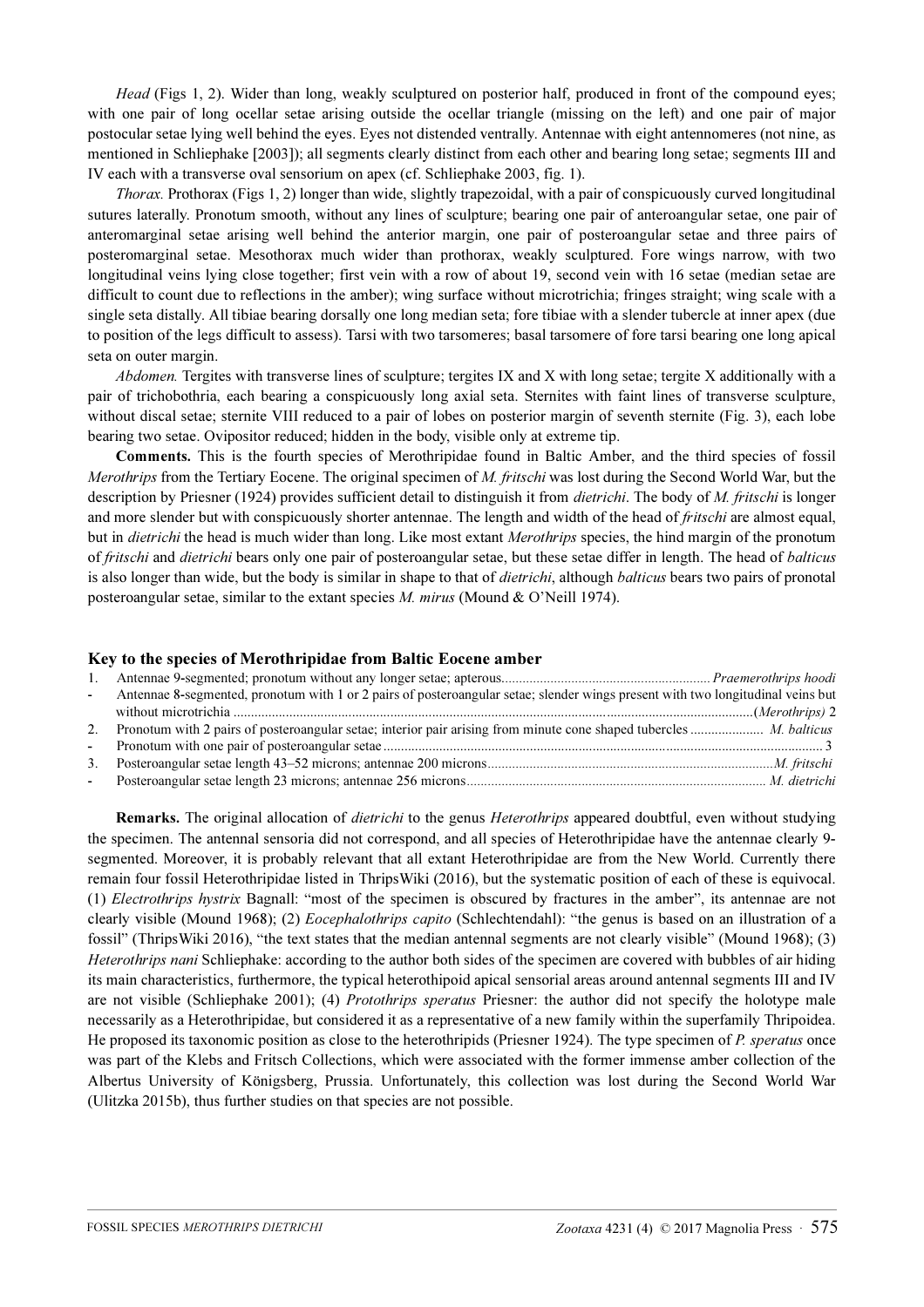*Head* (Figs 1, 2). Wider than long, weakly sculptured on posterior half, produced in front of the compound eyes; with one pair of long ocellar setae arising outside the ocellar triangle (missing on the left) and one pair of major postocular setae lying well behind the eyes. Eyes not distended ventrally. Antennae with eight antennomeres (not nine, as mentioned in Schliephake [2003]); all segments clearly distinct from each other and bearing long setae; segments III and IV each with a transverse oval sensorium on apex (cf. Schliephake 2003, fig. 1).

*Thorax.* Prothorax (Figs 1, 2) longer than wide, slightly trapezoidal, with a pair of conspicuously curved longitudinal sutures laterally. Pronotum smooth, without any lines of sculpture; bearing one pair of anteroangular setae, one pair of anteromarginal setae arising well behind the anterior margin, one pair of posteroangular setae and three pairs of posteromarginal setae. Mesothorax much wider than prothorax, weakly sculptured. Fore wings narrow, with two longitudinal veins lying close together; first vein with a row of about 19, second vein with 16 setae (median setae are difficult to count due to reflections in the amber); wing surface without microtrichia; fringes straight; wing scale with a single seta distally. All tibiae bearing dorsally one long median seta; fore tibiae with a slender tubercle at inner apex (due to position of the legs difficult to assess). Tarsi with two tarsomeres; basal tarsomere of fore tarsi bearing one long apical seta on outer margin.

*Abdomen.* Tergites with transverse lines of sculpture; tergites IX and X with long setae; tergite X additionally with a pair of trichobothria, each bearing a conspicuously long axial seta. Sternites with faint lines of transverse sculpture, without discal setae; sternite VIII reduced to a pair of lobes on posterior margin of seventh sternite (Fig. 3), each lobe bearing two setae. Ovipositor reduced; hidden in the body, visible only at extreme tip.

**Comments.** This is the fourth species of Merothripidae found in Baltic Amber, and the third species of fossil *Merothrips* from the Tertiary Eocene. The original specimen of *M. fritschi* was lost during the Second World War, but the description by Priesner (1924) provides sufficient detail to distinguish it from *dietrichi*. The body of *M. fritschi* is longer and more slender but with conspicuously shorter antennae. The length and width of the head of *fritschi* are almost equal, but in *dietrichi* the head is much wider than long. Like most extant *Merothrips* species, the hind margin of the pronotum of *fritschi* and *dietrichi* bears only one pair of posteroangular setae, but these setae differ in length. The head of *balticus* is also longer than wide, but the body is similar in shape to that of *dietrichi*, although *balticus* bears two pairs of pronotal posteroangular setae, similar to the extant species *M. mirus* (Mound & O'Neill 1974).

## Key to the species of Merothripidae from Baltic Eocene amber

1. Antennae 9-segmented; pronotum without any longer setae; apterous............................................................ *Praemerothrips hoodi*
- Antennae 8-segmented, pronotum with 1 or 2 pairs of posteroangular setae; slender wings present with two longitudinal veins but without microtrichia ...................................................................................................................................................(*Merothrips*) 2
2. Pronotum with 2 pairs of posteroangular setae; interior pair arising from minute cone shaped tubercles ..................... *M. balticus*
- Pronotum with one pair of posteroangular setae ............................................................................................................................. 3
3. Posteroangular setae length 43–52 microns; antennae 200 microns..................................................................................*M. fritschi*
- Posteroangular setae length 23 microns; antennae 256 microns..................................................................................... *M. dietrichi*

**Remarks.** The original allocation of *dietrichi* to the genus *Heterothrips* appeared doubtful, even without studying the specimen. The antennal sensoria did not correspond, and all species of Heterothripidae have the antennae clearly 9-segmented. Moreover, it is probably relevant that all extant Heterothripidae are from the New World. Currently there remain four fossil Heterothripidae listed in ThripsWiki (2016), but the systematic position of each of these is equivocal. (1) *Electrothrips hystrix* Bagnall: "most of the specimen is obscured by fractures in the amber", its antennae are not clearly visible (Mound 1968); (2) *Eocephalothrips capito* (Schlechtendahl): "the genus is based on an illustration of a fossil" (ThripsWiki 2016), "the text states that the median antennal segments are not clearly visible" (Mound 1968); (3) *Heterothrips nani* Schliephake: according to the author both sides of the specimen are covered with bubbles of air hiding its main characteristics, furthermore, the typical heterothripoid apical sensorial areas around antennal segments III and IV are not visible (Schliephake 2001); (4) *Protothrips speratus* Priesner: the author did not specify the holotype male necessarily as a Heterothripidae, but considered it as a representative of a new family within the superfamily Thripoidea. He proposed its taxonomic position as close to the heterothripids (Priesner 1924). The type specimen of *P. speratus* once was part of the Klebs and Fritsch Collections, which were associated with the former immense amber collection of the Albertus University of Königsberg, Prussia. Unfortunately, this collection was lost during the Second World War (Ulitzka 2015b), thus further studies on that species are not possible.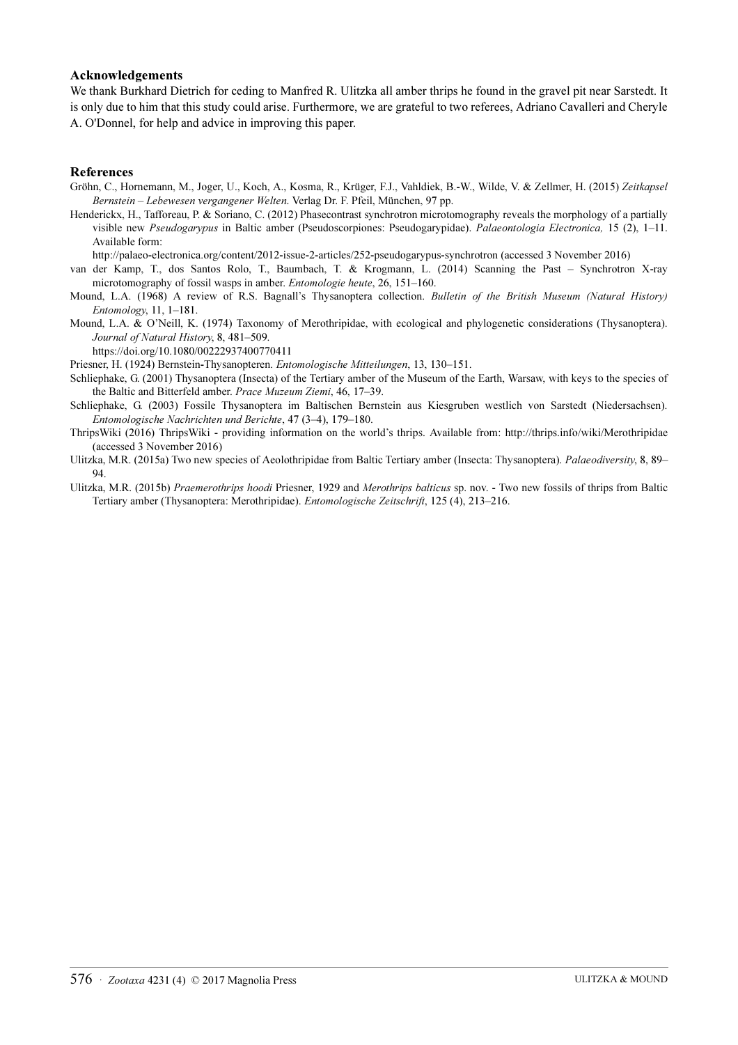## Acknowledgements

We thank Burkhard Dietrich for ceding to Manfred R. Ulitzka all amber thrips he found in the gravel pit near Sarstedt. It is only due to him that this study could arise. Furthermore, we are grateful to two referees, Adriano Cavalleri and Cheryle A. O'Donnel, for help and advice in improving this paper.

## References

Gröhn, C., Hornemann, M., Joger, U., Koch, A., Kosma, R., Krüger, F.J., Vahldiek, B.-W., Wilde, V. & Zellmer, H. (2015) *Zeitkapsel Bernstein – Lebewesen vergangener Welten*. Verlag Dr. F. Pfeil, München, 97 pp.

Henderickx, H., Tafforeau, P. & Soriano, C. (2012) Phasecontrast synchrotron microtomography reveals the morphology of a partially visible new *Pseudogarypus* in Baltic amber (Pseudoscorpiones: Pseudogarypidae). *Palaeontologia Electronica,* 15 (2), 1–11. Available form:
http://palaeo-electronica.org/content/2012-issue-2-articles/252-pseudogarypus-synchrotron (accessed 3 November 2016)

van der Kamp, T., dos Santos Rolo, T., Baumbach, T. & Krogmann, L. (2014) Scanning the Past – Synchrotron X-ray microtomography of fossil wasps in amber. *Entomologie heute*, 26, 151–160.

Mound, L.A. (1968) A review of R.S. Bagnall's Thysanoptera collection. *Bulletin of the British Museum (Natural History) Entomology*, 11, 1–181.

Mound, L.A. & O'Neill, K. (1974) Taxonomy of Merothripidae, with ecological and phylogenetic considerations (Thysanoptera). *Journal of Natural History*, 8, 481–509.
https://doi.org/10.1080/00222937400770411

Priesner, H. (1924) Bernstein-Thysanopteren. *Entomologische Mitteilungen*, 13, 130–151.

Schliephake, G. (2001) Thysanoptera (Insecta) of the Tertiary amber of the Museum of the Earth, Warsaw, with keys to the species of the Baltic and Bitterfeld amber. *Prace Muzeum Ziemi*, 46, 17–39.

Schliephake, G. (2003) Fossile Thysanoptera im Baltischen Bernstein aus Kiesgruben westlich von Sarstedt (Niedersachsen). *Entomologische Nachrichten und Berichte*, 47 (3–4), 179–180.

ThripsWiki (2016) ThripsWiki - providing information on the world's thrips. Available from: http://thrips.info/wiki/Merothripidae (accessed 3 November 2016)

Ulitzka, M.R. (2015a) Two new species of Aeolothripidae from Baltic Tertiary amber (Insecta: Thysanoptera). *Palaeodiversity*, 8, 89–94.

Ulitzka, M.R. (2015b) *Praemerothrips hoodi* Priesner, 1929 and *Merothrips balticus* sp. nov. - Two new fossils of thrips from Baltic Tertiary amber (Thysanoptera: Merothripidae). *Entomologische Zeitschrift*, 125 (4), 213–216.